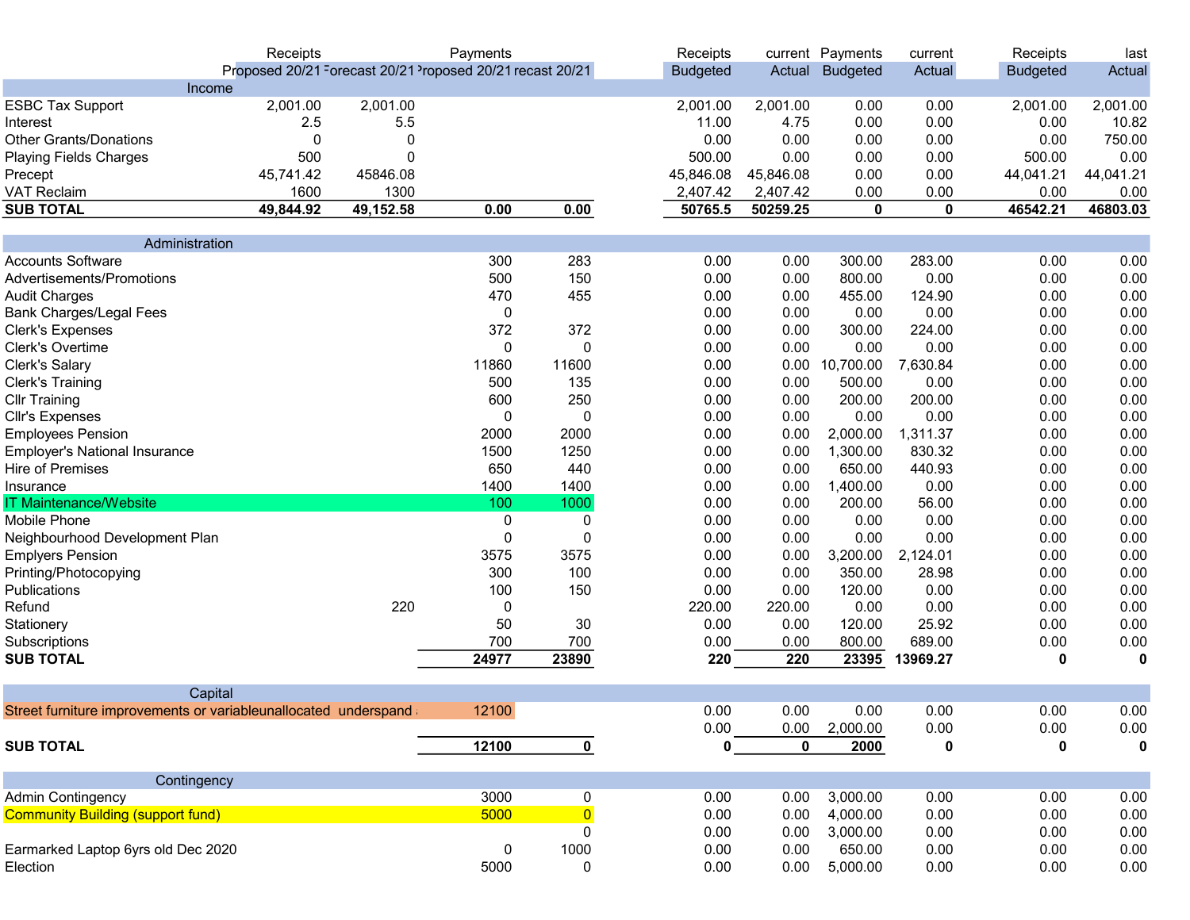| | Receipts | | Payments | | Receipts | current | Payments | current | Receipts | last |
|---|---|---|---|---|---|---|---|---|---|---|
| | Proposed 20/21 | Forecast 20/21 | Proposed 20/21 | Forecast 20/21 | Budgeted | Actual | Budgeted | Actual | Budgeted | Actual |
| **Income** | | | | | | | | | | |
| ESBC Tax Support | 2,001.00 | 2,001.00 | | | 2,001.00 | 2,001.00 | 0.00 | 0.00 | 2,001.00 | 2,001.00 |
| Interest | 2.5 | 5.5 | | | 11.00 | 4.75 | 0.00 | 0.00 | 0.00 | 10.82 |
| Other Grants/Donations | 0 | 0 | | | 0.00 | 0.00 | 0.00 | 0.00 | 0.00 | 750.00 |
| Playing Fields Charges | 500 | 0 | | | 500.00 | 0.00 | 0.00 | 0.00 | 500.00 | 0.00 |
| Precept | 45,741.42 | 45846.08 | | | 45,846.08 | 45,846.08 | 0.00 | 0.00 | 44,041.21 | 44,041.21 |
| VAT Reclaim | 1600 | 1300 | | | 2,407.42 | 2,407.42 | 0.00 | 0.00 | 0.00 | 0.00 |
| **SUB TOTAL** | **49,844.92** | **49,152.58** | **0.00** | **0.00** | **50765.5** | **50259.25** | **0** | **0** | **46542.21** | **46803.03** |
| **Administration** | | | | | | | | | | |
| Accounts Software | | | 300 | 283 | 0.00 | 0.00 | 300.00 | 283.00 | 0.00 | 0.00 |
| Advertisements/Promotions | | | 500 | 150 | 0.00 | 0.00 | 800.00 | 0.00 | 0.00 | 0.00 |
| Audit Charges | | | 470 | 455 | 0.00 | 0.00 | 455.00 | 124.90 | 0.00 | 0.00 |
| Bank Charges/Legal Fees | | | 0 | | 0.00 | 0.00 | 0.00 | 0.00 | 0.00 | 0.00 |
| Clerk's Expenses | | | 372 | 372 | 0.00 | 0.00 | 300.00 | 224.00 | 0.00 | 0.00 |
| Clerk's Overtime | | | 0 | 0 | 0.00 | 0.00 | 0.00 | 0.00 | 0.00 | 0.00 |
| Clerk's Salary | | | 11860 | 11600 | 0.00 | 0.00 | 10,700.00 | 7,630.84 | 0.00 | 0.00 |
| Clerk's Training | | | 500 | 135 | 0.00 | 0.00 | 500.00 | 0.00 | 0.00 | 0.00 |
| Cllr Training | | | 600 | 250 | 0.00 | 0.00 | 200.00 | 200.00 | 0.00 | 0.00 |
| Cllr's Expenses | | | 0 | 0 | 0.00 | 0.00 | 0.00 | 0.00 | 0.00 | 0.00 |
| Employees Pension | | | 2000 | 2000 | 0.00 | 0.00 | 2,000.00 | 1,311.37 | 0.00 | 0.00 |
| Employer's National Insurance | | | 1500 | 1250 | 0.00 | 0.00 | 1,300.00 | 830.32 | 0.00 | 0.00 |
| Hire of Premises | | | 650 | 440 | 0.00 | 0.00 | 650.00 | 440.93 | 0.00 | 0.00 |
| Insurance | | | 1400 | 1400 | 0.00 | 0.00 | 1,400.00 | 0.00 | 0.00 | 0.00 |
| IT Maintenance/Website | | | 100 | 1000 | 0.00 | 0.00 | 200.00 | 56.00 | 0.00 | 0.00 |
| Mobile Phone | | | 0 | 0 | 0.00 | 0.00 | 0.00 | 0.00 | 0.00 | 0.00 |
| Neighbourhood Development Plan | | | 0 | 0 | 0.00 | 0.00 | 0.00 | 0.00 | 0.00 | 0.00 |
| Emplyers Pension | | | 3575 | 3575 | 0.00 | 0.00 | 3,200.00 | 2,124.01 | 0.00 | 0.00 |
| Printing/Photocopying | | | 300 | 100 | 0.00 | 0.00 | 350.00 | 28.98 | 0.00 | 0.00 |
| Publications | | | 100 | 150 | 0.00 | 0.00 | 120.00 | 0.00 | 0.00 | 0.00 |
| Refund | | 220 | 0 | | 220.00 | 220.00 | 0.00 | 0.00 | 0.00 | 0.00 |
| Stationery | | | 50 | 30 | 0.00 | 0.00 | 120.00 | 25.92 | 0.00 | 0.00 |
| Subscriptions | | | 700 | 700 | 0.00 | 0.00 | 800.00 | 689.00 | 0.00 | 0.00 |
| **SUB TOTAL** | | | **24977** | **23890** | **220** | **220** | **23395** | **13969.27** | **0** | **0** |
| **Capital** | | | | | | | | | | |
| Street furniture improvements or variableunallocated underspand | | | 12100 | | 0.00 | 0.00 | 0.00 | 0.00 | 0.00 | 0.00 |
| | | | | | 0.00 | 0.00 | 2,000.00 | 0.00 | 0.00 | 0.00 |
| **SUB TOTAL** | | | **12100** | **0** | **0** | **0** | **2000** | **0** | **0** | **0** |
| **Contingency** | | | | | | | | | | |
| Admin Contingency | | | 3000 | 0 | 0.00 | 0.00 | 3,000.00 | 0.00 | 0.00 | 0.00 |
| Community Building (support fund) | | | 5000 | 0 | 0.00 | 0.00 | 4,000.00 | 0.00 | 0.00 | 0.00 |
| | | | | 0 | 0.00 | 0.00 | 3,000.00 | 0.00 | 0.00 | 0.00 |
| Earmarked Laptop 6yrs old Dec 2020 | | | 0 | 1000 | 0.00 | 0.00 | 650.00 | 0.00 | 0.00 | 0.00 |
| Election | | | 5000 | 0 | 0.00 | 0.00 | 5,000.00 | 0.00 | 0.00 | 0.00 |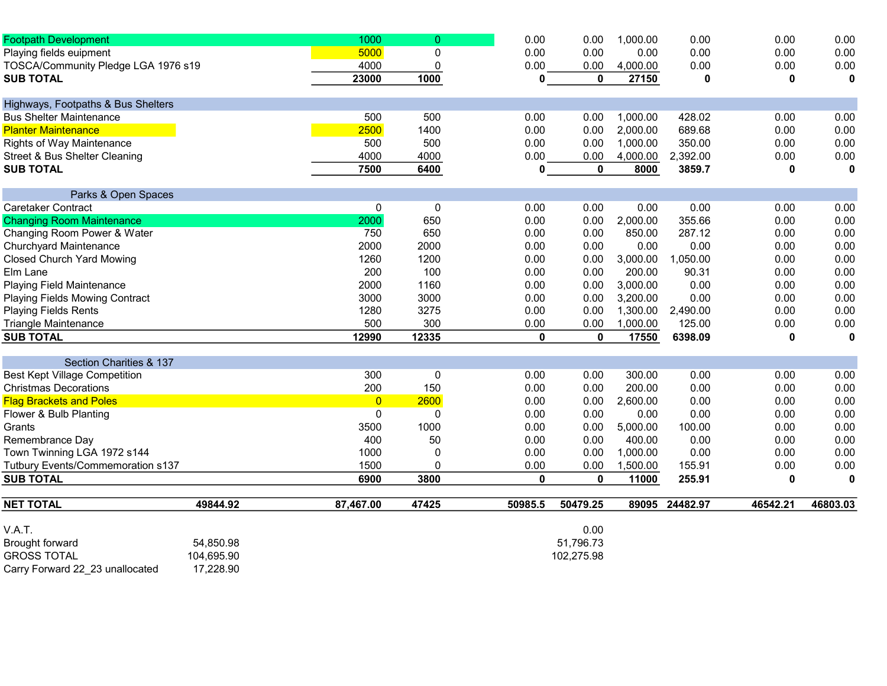| | | | | | | | | | |
|---|---|---|---|---|---|---|---|---|---|
| Footpath Development | | 1000 | 0 | 0.00 | 0.00 | 1,000.00 | 0.00 | 0.00 | 0.00 |
| Playing fields euipment | | 5000 | 0 | 0.00 | 0.00 | 0.00 | 0.00 | 0.00 | 0.00 |
| TOSCA/Community Pledge LGA 1976 s19 | | 4000 | 0 | 0.00 | 0.00 | 4,000.00 | 0.00 | 0.00 | 0.00 |
| **SUB TOTAL** | | **23000** | **1000** | **0** | **0** | **27150** | **0** | **0** | **0** |
| Highways, Footpaths & Bus Shelters | | | | | | | | | |
| Bus Shelter Maintenance | | 500 | 500 | 0.00 | 0.00 | 1,000.00 | 428.02 | 0.00 | 0.00 |
| Planter Maintenance | | 2500 | 1400 | 0.00 | 0.00 | 2,000.00 | 689.68 | 0.00 | 0.00 |
| Rights of Way Maintenance | | 500 | 500 | 0.00 | 0.00 | 1,000.00 | 350.00 | 0.00 | 0.00 |
| Street & Bus Shelter Cleaning | | 4000 | 4000 | 0.00 | 0.00 | 4,000.00 | 2,392.00 | 0.00 | 0.00 |
| **SUB TOTAL** | | **7500** | **6400** | **0** | **0** | **8000** | **3859.7** | **0** | **0** |
| Parks & Open Spaces | | | | | | | | | |
| Caretaker Contract | | 0 | 0 | 0.00 | 0.00 | 0.00 | 0.00 | 0.00 | 0.00 |
| Changing Room Maintenance | | 2000 | 650 | 0.00 | 0.00 | 2,000.00 | 355.66 | 0.00 | 0.00 |
| Changing Room Power & Water | | 750 | 650 | 0.00 | 0.00 | 850.00 | 287.12 | 0.00 | 0.00 |
| Churchyard Maintenance | | 2000 | 2000 | 0.00 | 0.00 | 0.00 | 0.00 | 0.00 | 0.00 |
| Closed Church Yard Mowing | | 1260 | 1200 | 0.00 | 0.00 | 3,000.00 | 1,050.00 | 0.00 | 0.00 |
| Elm Lane | | 200 | 100 | 0.00 | 0.00 | 200.00 | 90.31 | 0.00 | 0.00 |
| Playing Field Maintenance | | 2000 | 1160 | 0.00 | 0.00 | 3,000.00 | 0.00 | 0.00 | 0.00 |
| Playing Fields Mowing Contract | | 3000 | 3000 | 0.00 | 0.00 | 3,200.00 | 0.00 | 0.00 | 0.00 |
| Playing Fields Rents | | 1280 | 3275 | 0.00 | 0.00 | 1,300.00 | 2,490.00 | 0.00 | 0.00 |
| Triangle Maintenance | | 500 | 300 | 0.00 | 0.00 | 1,000.00 | 125.00 | 0.00 | 0.00 |
| **SUB TOTAL** | | **12990** | **12335** | **0** | **0** | **17550** | **6398.09** | **0** | **0** |
| Section Charities & 137 | | | | | | | | | |
| Best Kept Village Competition | | 300 | 0 | 0.00 | 0.00 | 300.00 | 0.00 | 0.00 | 0.00 |
| Christmas Decorations | | 200 | 150 | 0.00 | 0.00 | 200.00 | 0.00 | 0.00 | 0.00 |
| Flag Brackets and Poles | | 0 | 2600 | 0.00 | 0.00 | 2,600.00 | 0.00 | 0.00 | 0.00 |
| Flower & Bulb Planting | | 0 | 0 | 0.00 | 0.00 | 0.00 | 0.00 | 0.00 | 0.00 |
| Grants | | 3500 | 1000 | 0.00 | 0.00 | 5,000.00 | 100.00 | 0.00 | 0.00 |
| Remembrance Day | | 400 | 50 | 0.00 | 0.00 | 400.00 | 0.00 | 0.00 | 0.00 |
| Town Twinning LGA 1972 s144 | | 1000 | 0 | 0.00 | 0.00 | 1,000.00 | 0.00 | 0.00 | 0.00 |
| Tutbury Events/Commemoration s137 | | 1500 | 0 | 0.00 | 0.00 | 1,500.00 | 155.91 | 0.00 | 0.00 |
| **SUB TOTAL** | | **6900** | **3800** | **0** | **0** | **11000** | **255.91** | **0** | **0** |
| **NET TOTAL** | **49844.92** | **87,467.00** | **47425** | **50985.5** | **50479.25** | **89095** | **24482.97** | **46542.21** | **46803.03** |
| V.A.T. | | | | | 0.00 | | | | |
| Brought forward | 54,850.98 | | | | 51,796.73 | | | | |
| GROSS TOTAL | 104,695.90 | | | | 102,275.98 | | | | |
| Carry Forward 22_23 unallocated | 17,228.90 | | | | | | | | |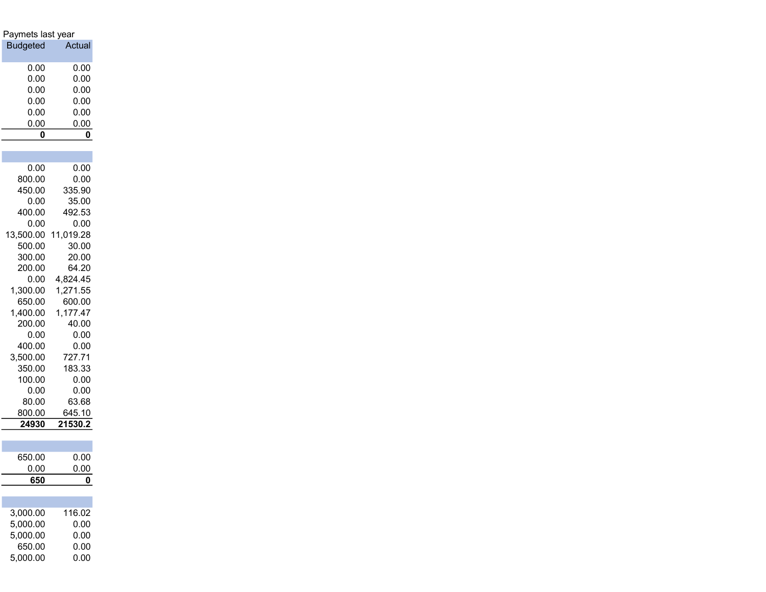Paymets last year

| Budgeted | Actual |
|---|---|
| | |
| 0.00 | 0.00 |
| 0.00 | 0.00 |
| 0.00 | 0.00 |
| 0.00 | 0.00 |
| 0.00 | 0.00 |
| **0** | **0** |
| | |
| 0.00 | 0.00 |
| 800.00 | 0.00 |
| 450.00 | 335.90 |
| 0.00 | 35.00 |
| 400.00 | 492.53 |
| 0.00 | 0.00 |
| 13,500.00 | 11,019.28 |
| 500.00 | 30.00 |
| 300.00 | 20.00 |
| 200.00 | 64.20 |
| 0.00 | 4,824.45 |
| 1,300.00 | 1,271.55 |
| 650.00 | 600.00 |
| 1,400.00 | 1,177.47 |
| 200.00 | 40.00 |
| 0.00 | 0.00 |
| 400.00 | 0.00 |
| 3,500.00 | 727.71 |
| 350.00 | 183.33 |
| 100.00 | 0.00 |
| 0.00 | 0.00 |
| 80.00 | 63.68 |
| 800.00 | 645.10 |
| **24930** | **21530.2** |
| | |
| 650.00 | 0.00 |
| 0.00 | 0.00 |
| **650** | **0** |
| | |
| 3,000.00 | 116.02 |
| 5,000.00 | 0.00 |
| 5,000.00 | 0.00 |
| 650.00 | 0.00 |
| 5,000.00 | 0.00 |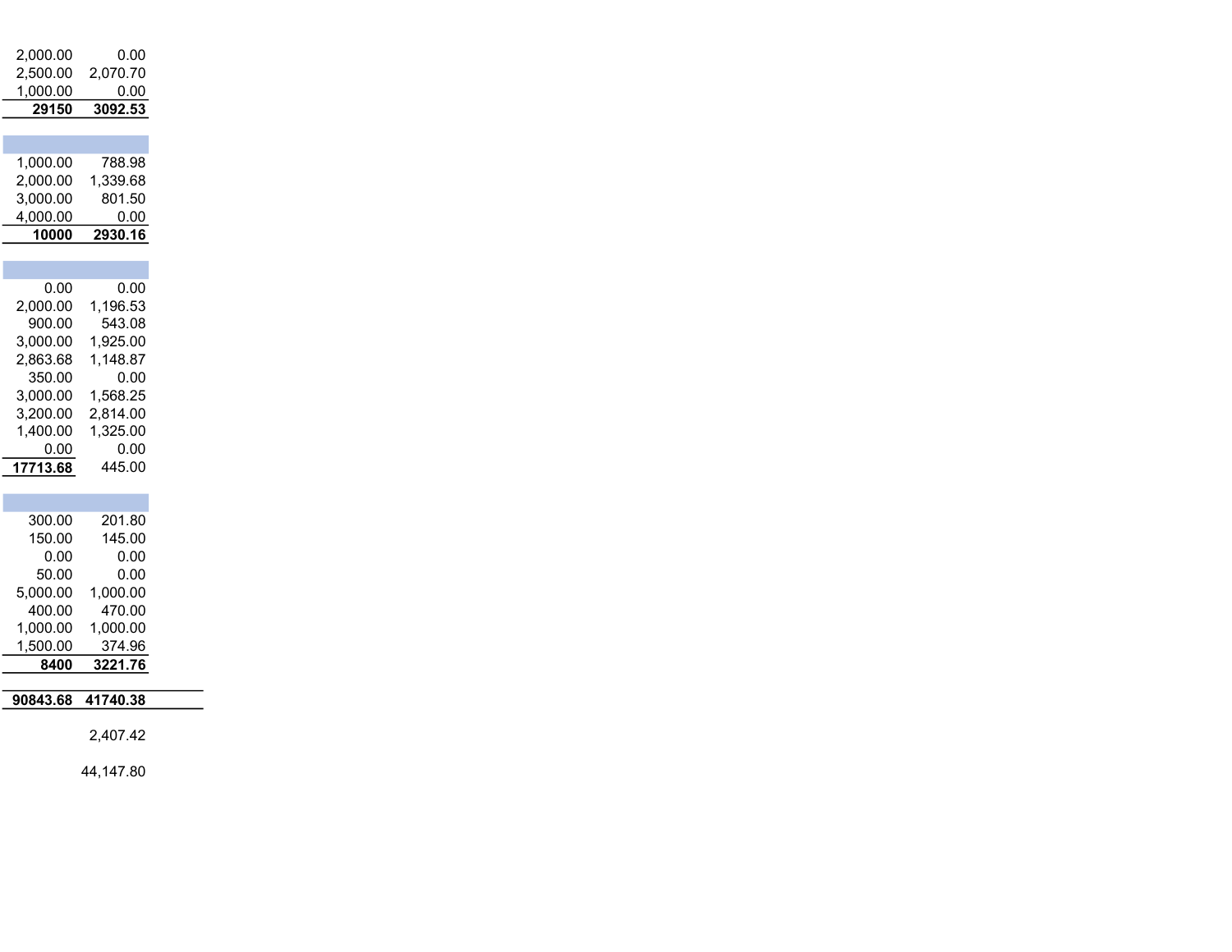| | |
|---|---|
| 2,000.00 | 0.00 |
| 2,500.00 | 2,070.70 |
| 1,000.00 | 0.00 |
| **29150** | **3092.53** |
| | |
| 1,000.00 | 788.98 |
| 2,000.00 | 1,339.68 |
| 3,000.00 | 801.50 |
| 4,000.00 | 0.00 |
| **10000** | **2930.16** |
| | |
| 0.00 | 0.00 |
| 2,000.00 | 1,196.53 |
| 900.00 | 543.08 |
| 3,000.00 | 1,925.00 |
| 2,863.68 | 1,148.87 |
| 350.00 | 0.00 |
| 3,000.00 | 1,568.25 |
| 3,200.00 | 2,814.00 |
| 1,400.00 | 1,325.00 |
| 0.00 | 0.00 |
| **17713.68** | 445.00 |
| | |
| 300.00 | 201.80 |
| 150.00 | 145.00 |
| 0.00 | 0.00 |
| 50.00 | 0.00 |
| 5,000.00 | 1,000.00 |
| 400.00 | 470.00 |
| 1,000.00 | 1,000.00 |
| 1,500.00 | 374.96 |
| **8400** | **3221.76** |
| | |
| **90843.68** | **41740.38** |
| | |
| | 2,407.42 |
| | |
| | 44,147.80 |